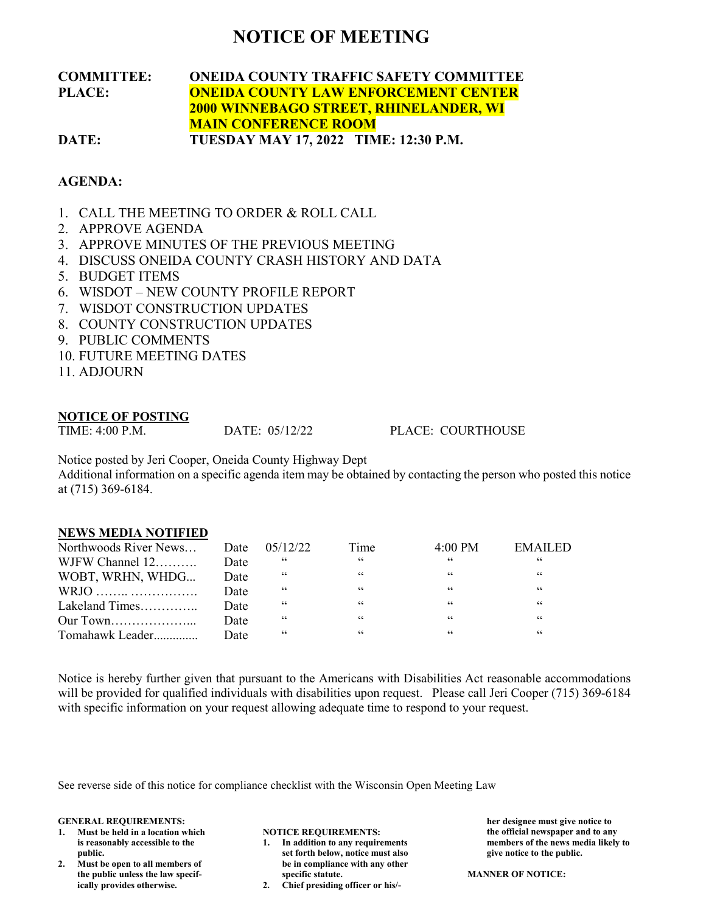# NOTICE OF MEETING

**COMMITTEE:** **ONEIDA COUNTY TRAFFIC SAFETY COMMITTEE**
**PLACE:** **ONEIDA COUNTY LAW ENFORCEMENT CENTER**
**2000 WINNEBAGO STREET, RHINELANDER, WI**
**MAIN CONFERENCE ROOM**
**DATE:** **TUESDAY MAY 17, 2022 TIME: 12:30 P.M.**

**AGENDA:**

1. CALL THE MEETING TO ORDER & ROLL CALL
2. APPROVE AGENDA
3. APPROVE MINUTES OF THE PREVIOUS MEETING
4. DISCUSS ONEIDA COUNTY CRASH HISTORY AND DATA
5. BUDGET ITEMS
6. WISDOT – NEW COUNTY PROFILE REPORT
7. WISDOT CONSTRUCTION UPDATES
8. COUNTY CONSTRUCTION UPDATES
9. PUBLIC COMMENTS
10. FUTURE MEETING DATES
11. ADJOURN

**NOTICE OF POSTING**

TIME: 4:00 P.M. DATE: 05/12/22 PLACE: COURTHOUSE

Notice posted by Jeri Cooper, Oneida County Highway Dept
Additional information on a specific agenda item may be obtained by contacting the person who posted this notice at (715) 369-6184.

**NEWS MEDIA NOTIFIED**

| | | | | | |
|---|---|---|---|---|---|
| Northwoods River News… | Date | 05/12/22 | Time | 4:00 PM | EMAILED |
| WJFW Channel 12………. | Date | " | " | " | " |
| WOBT, WRHN, WHDG... | Date | " | " | " | " |
| WRJO …….. ……………. | Date | " | " | " | " |
| Lakeland Times………….. | Date | " | " | " | " |
| Our Town………………... | Date | " | " | " | " |
| Tomahawk Leader.............. | Date | " | " | " | " |

Notice is hereby further given that pursuant to the Americans with Disabilities Act reasonable accommodations will be provided for qualified individuals with disabilities upon request. Please call Jeri Cooper (715) 369-6184 with specific information on your request allowing adequate time to respond to your request.

See reverse side of this notice for compliance checklist with the Wisconsin Open Meeting Law

**GENERAL REQUIREMENTS:**

1. **Must be held in a location which is reasonably accessible to the public.**
2. **Must be open to all members of the public unless the law specifically provides otherwise.**

**NOTICE REQUIREMENTS:**

1. **In addition to any requirements set forth below, notice must also be in compliance with any other specific statute.**
2. **Chief presiding officer or his/her designee must give notice to the official newspaper and to any members of the news media likely to give notice to the public.**

**MANNER OF NOTICE:**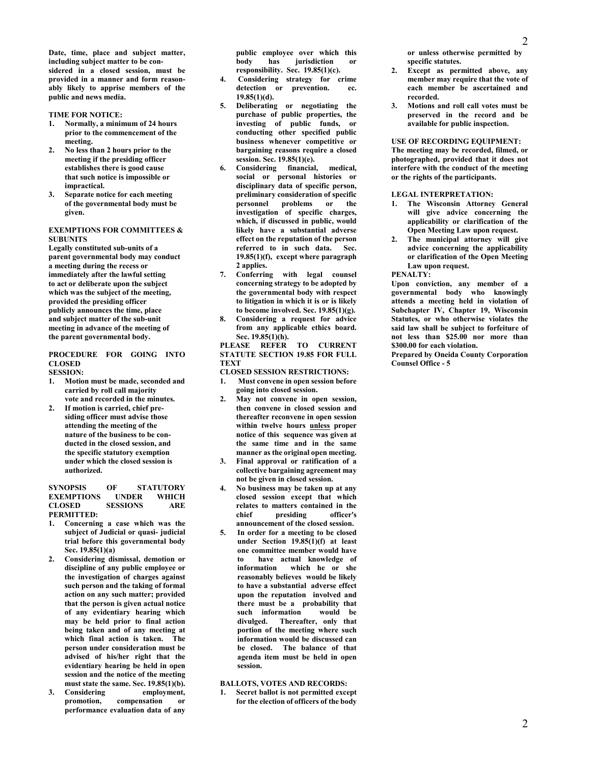**Date, time, place and subject matter, including subject matter to be considered in a closed session, must be provided in a manner and form reasonably likely to apprise members of the public and news media.**

**TIME FOR NOTICE:**

1. **Normally, a minimum of 24 hours prior to the commencement of the meeting.**
2. **No less than 2 hours prior to the meeting if the presiding officer establishes there is good cause that such notice is impossible or impractical.**
3. **Separate notice for each meeting of the governmental body must be given.**

**EXEMPTIONS FOR COMMITTEES & SUBUNITS**

**Legally constituted sub-units of a parent governmental body may conduct a meeting during the recess or immediately after the lawful setting to act or deliberate upon the subject which was the subject of the meeting, provided the presiding officer publicly announces the time, place and subject matter of the sub-unit meeting in advance of the meeting of the parent governmental body.**

**PROCEDURE FOR GOING INTO CLOSED SESSION:**

1. **Motion must be made, seconded and carried by roll call majority vote and recorded in the minutes.**
2. **If motion is carried, chief presiding officer must advise those attending the meeting of the nature of the business to be conducted in the closed session, and the specific statutory exemption under which the closed session is authorized.**

**SYNOPSIS OF STATUTORY EXEMPTIONS UNDER WHICH CLOSED SESSIONS ARE PERMITTED:**

1. **Concerning a case which was the subject of Judicial or quasi- judicial trial before this governmental body Sec. 19.85(1)(a)**
2. **Considering dismissal, demotion or discipline of any public employee or the investigation of charges against such person and the taking of formal action on any such matter; provided that the person is given actual notice of any evidentiary hearing which may be held prior to final action being taken and of any meeting at which final action is taken. The person under consideration must be advised of his/her right that the evidentiary hearing be held in open session and the notice of the meeting must state the same. Sec. 19.85(1)(b).**
3. **Considering employment, promotion, compensation or performance evaluation data of any public employee over which this body has jurisdiction or responsibility. Sec. 19.85(1)(c).**
4. **Considering strategy for crime detection or prevention. ec. 19.85(1)(d).**
5. **Deliberating or negotiating the purchase of public properties, the investing of public funds, or conducting other specified public business whenever competitive or bargaining reasons require a closed session. Sec. 19.85(1)(e).**
6. **Considering financial, medical, social or personal histories or disciplinary data of specific person, preliminary consideration of specific personnel problems or the investigation of specific charges, which, if discussed in public, would likely have a substantial adverse effect on the reputation of the person referred to in such data. Sec. 19.85(1)(f), except where paragraph 2 applies.**
7. **Conferring with legal counsel concerning strategy to be adopted by the governmental body with respect to litigation in which it is or is likely to become involved. Sec. 19.85(1)(g).**
8. **Considering a request for advice from any applicable ethics board. Sec. 19.85(1)(h).**

**PLEASE REFER TO CURRENT STATUTE SECTION 19.85 FOR FULL TEXT**

**CLOSED SESSION RESTRICTIONS:**

1. **Must convene in open session before going into closed session.**
2. **May not convene in open session, then convene in closed session and thereafter reconvene in open session within twelve hours unless proper notice of this sequence was given at the same time and in the same manner as the original open meeting.**
3. **Final approval or ratification of a collective bargaining agreement may not be given in closed session.**
4. **No business may be taken up at any closed session except that which relates to matters contained in the chief presiding officer's announcement of the closed session.**
5. **In order for a meeting to be closed under Section 19.85(1)(f) at least one committee member would have to have actual knowledge of information which he or she reasonably believes would be likely to have a substantial adverse effect upon the reputation involved and there must be a probability that such information would be divulged. Thereafter, only that portion of the meeting where such information would be discussed can be closed. The balance of that agenda item must be held in open session.**

**BALLOTS, VOTES AND RECORDS:**

1. **Secret ballot is not permitted except for the election of officers of the body or unless otherwise permitted by specific statutes.**
2. **Except as permitted above, any member may require that the vote of each member be ascertained and recorded.**
3. **Motions and roll call votes must be preserved in the record and be available for public inspection.**

**USE OF RECORDING EQUIPMENT:**

**The meeting may be recorded, filmed, or photographed, provided that it does not interfere with the conduct of the meeting or the rights of the participants.**

**LEGAL INTERPRETATION:**

1. **The Wisconsin Attorney General will give advice concerning the applicability or clarification of the Open Meeting Law upon request.**
2. **The municipal attorney will give advice concerning the applicability or clarification of the Open Meeting Law upon request.**

**PENALTY:**

**Upon conviction, any member of a governmental body who knowingly attends a meeting held in violation of Subchapter IV, Chapter 19, Wisconsin Statutes, or who otherwise violates the said law shall be subject to forfeiture of not less than $25.00 nor more than $300.00 for each violation.**

**Prepared by Oneida County Corporation Counsel Office - 5**